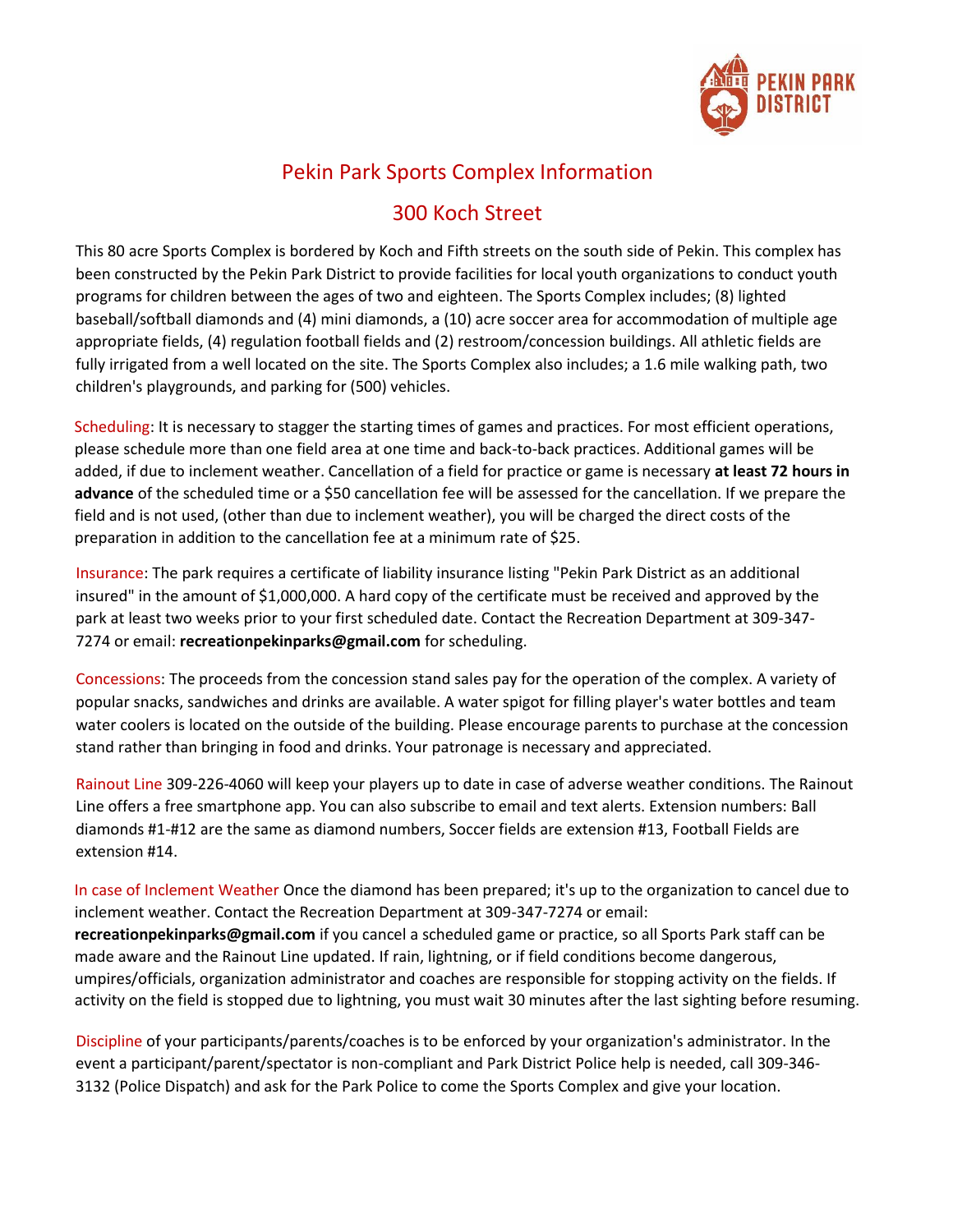# Pekin Park Sports Complex Information

## 300 Koch Street

This 80 acre Sports Complex is bordered by Koch and Fifth streets on the south side of Pekin. This complex has been constructed by the Pekin Park District to provide facilities for local youth organizations to conduct youth programs for children between the ages of two and eighteen. The Sports Complex includes; (8) lighted baseball/softball diamonds and (4) mini diamonds, a (10) acre soccer area for accommodation of multiple age appropriate fields, (4) regulation football fields and (2) restroom/concession buildings. All athletic fields are fully irrigated from a well located on the site. The Sports Complex also includes; a 1.6 mile walking path, two children's playgrounds, and parking for (500) vehicles.

Scheduling: It is necessary to stagger the starting times of games and practices. For most efficient operations, please schedule more than one field area at one time and back-to-back practices. Additional games will be added, if due to inclement weather. Cancellation of a field for practice or game is necessary **at least 72 hours in advance** of the scheduled time or a $50 cancellation fee will be assessed for the cancellation. If we prepare the field and is not used, (other than due to inclement weather), you will be charged the direct costs of the preparation in addition to the cancellation fee at a minimum rate of $25.

Insurance: The park requires a certificate of liability insurance listing "Pekin Park District as an additional insured" in the amount of $1,000,000. A hard copy of the certificate must be received and approved by the park at least two weeks prior to your first scheduled date. Contact the Recreation Department at 309-347-7274 or email: **recreationpekinparks@gmail.com** for scheduling.

Concessions: The proceeds from the concession stand sales pay for the operation of the complex. A variety of popular snacks, sandwiches and drinks are available. A water spigot for filling player's water bottles and team water coolers is located on the outside of the building. Please encourage parents to purchase at the concession stand rather than bringing in food and drinks. Your patronage is necessary and appreciated.

Rainout Line 309-226-4060 will keep your players up to date in case of adverse weather conditions. The Rainout Line offers a free smartphone app. You can also subscribe to email and text alerts. Extension numbers: Ball diamonds #1-#12 are the same as diamond numbers, Soccer fields are extension #13, Football Fields are extension #14.

In case of Inclement Weather Once the diamond has been prepared; it's up to the organization to cancel due to inclement weather. Contact the Recreation Department at 309-347-7274 or email: **recreationpekinparks@gmail.com** if you cancel a scheduled game or practice, so all Sports Park staff can be made aware and the Rainout Line updated. If rain, lightning, or if field conditions become dangerous, umpires/officials, organization administrator and coaches are responsible for stopping activity on the fields. If activity on the field is stopped due to lightning, you must wait 30 minutes after the last sighting before resuming.

Discipline of your participants/parents/coaches is to be enforced by your organization's administrator. In the event a participant/parent/spectator is non-compliant and Park District Police help is needed, call 309-346-3132 (Police Dispatch) and ask for the Park Police to come the Sports Complex and give your location.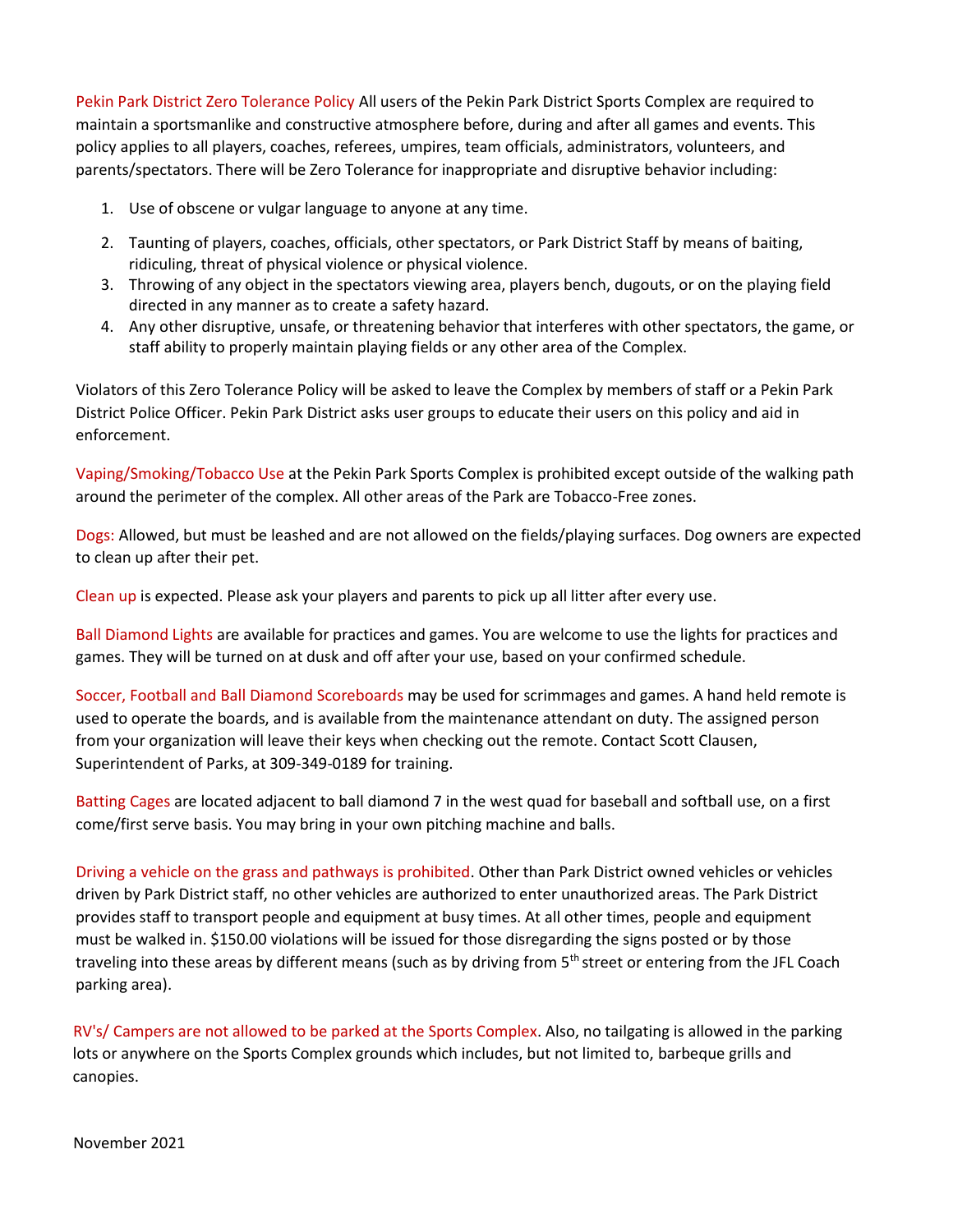Pekin Park District Zero Tolerance Policy All users of the Pekin Park District Sports Complex are required to maintain a sportsmanlike and constructive atmosphere before, during and after all games and events. This policy applies to all players, coaches, referees, umpires, team officials, administrators, volunteers, and parents/spectators. There will be Zero Tolerance for inappropriate and disruptive behavior including:

1. Use of obscene or vulgar language to anyone at any time.
2. Taunting of players, coaches, officials, other spectators, or Park District Staff by means of baiting, ridiculing, threat of physical violence or physical violence.
3. Throwing of any object in the spectators viewing area, players bench, dugouts, or on the playing field directed in any manner as to create a safety hazard.
4. Any other disruptive, unsafe, or threatening behavior that interferes with other spectators, the game, or staff ability to properly maintain playing fields or any other area of the Complex.

Violators of this Zero Tolerance Policy will be asked to leave the Complex by members of staff or a Pekin Park District Police Officer. Pekin Park District asks user groups to educate their users on this policy and aid in enforcement.

Vaping/Smoking/Tobacco Use at the Pekin Park Sports Complex is prohibited except outside of the walking path around the perimeter of the complex. All other areas of the Park are Tobacco-Free zones.

Dogs: Allowed, but must be leashed and are not allowed on the fields/playing surfaces. Dog owners are expected to clean up after their pet.

Clean up is expected. Please ask your players and parents to pick up all litter after every use.

Ball Diamond Lights are available for practices and games. You are welcome to use the lights for practices and games. They will be turned on at dusk and off after your use, based on your confirmed schedule.

Soccer, Football and Ball Diamond Scoreboards may be used for scrimmages and games. A hand held remote is used to operate the boards, and is available from the maintenance attendant on duty. The assigned person from your organization will leave their keys when checking out the remote. Contact Scott Clausen, Superintendent of Parks, at 309-349-0189 for training.

Batting Cages are located adjacent to ball diamond 7 in the west quad for baseball and softball use, on a first come/first serve basis. You may bring in your own pitching machine and balls.

Driving a vehicle on the grass and pathways is prohibited. Other than Park District owned vehicles or vehicles driven by Park District staff, no other vehicles are authorized to enter unauthorized areas. The Park District provides staff to transport people and equipment at busy times. At all other times, people and equipment must be walked in. $150.00 violations will be issued for those disregarding the signs posted or by those traveling into these areas by different means (such as by driving from 5th street or entering from the JFL Coach parking area).

RV's/ Campers are not allowed to be parked at the Sports Complex. Also, no tailgating is allowed in the parking lots or anywhere on the Sports Complex grounds which includes, but not limited to, barbeque grills and canopies.

November 2021